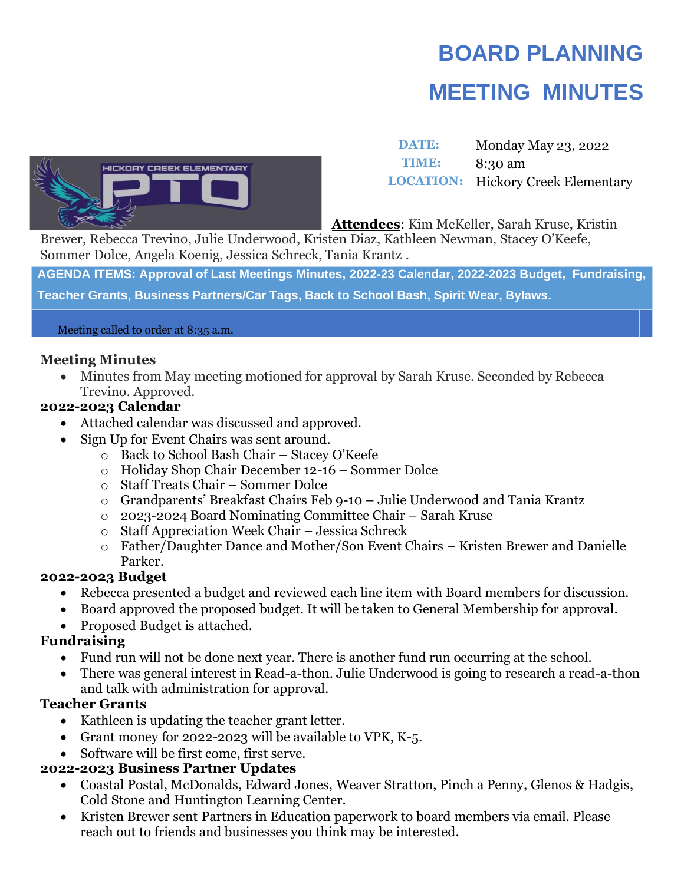# BOARD PLANNING MEETING MINUTES

| | |
|---|---|
| **DATE:** | Monday May 23, 2022 |
| **TIME:** | 8:30 am |
| **LOCATION:** | Hickory Creek Elementary |

**Attendees**: Kim McKeller, Sarah Kruse, Kristin Brewer, Rebecca Trevino, Julie Underwood, Kristen Diaz, Kathleen Newman, Stacey O'Keefe, Sommer Dolce, Angela Koenig, Jessica Schreck, Tania Krantz .

**AGENDA ITEMS: Approval of Last Meetings Minutes, 2022-23 Calendar, 2022-2023 Budget, Fundraising, Teacher Grants, Business Partners/Car Tags, Back to School Bash, Spirit Wear, Bylaws.**

Meeting called to order at 8:35 a.m.

### Meeting Minutes

- Minutes from May meeting motioned for approval by Sarah Kruse. Seconded by Rebecca Trevino. Approved.

### 2022-2023 Calendar

- Attached calendar was discussed and approved.
- Sign Up for Event Chairs was sent around.
  - Back to School Bash Chair – Stacey O'Keefe
  - Holiday Shop Chair December 12-16 – Sommer Dolce
  - Staff Treats Chair – Sommer Dolce
  - Grandparents' Breakfast Chairs Feb 9-10 – Julie Underwood and Tania Krantz
  - 2023-2024 Board Nominating Committee Chair – Sarah Kruse
  - Staff Appreciation Week Chair – Jessica Schreck
  - Father/Daughter Dance and Mother/Son Event Chairs – Kristen Brewer and Danielle Parker.

### 2022-2023 Budget

- Rebecca presented a budget and reviewed each line item with Board members for discussion.
- Board approved the proposed budget. It will be taken to General Membership for approval.
- Proposed Budget is attached.

### Fundraising

- Fund run will not be done next year. There is another fund run occurring at the school.
- There was general interest in Read-a-thon. Julie Underwood is going to research a read-a-thon and talk with administration for approval.

### Teacher Grants

- Kathleen is updating the teacher grant letter.
- Grant money for 2022-2023 will be available to VPK, K-5.
- Software will be first come, first serve.

### 2022-2023 Business Partner Updates

- Coastal Postal, McDonalds, Edward Jones, Weaver Stratton, Pinch a Penny, Glenos & Hadgis, Cold Stone and Huntington Learning Center.
- Kristen Brewer sent Partners in Education paperwork to board members via email. Please reach out to friends and businesses you think may be interested.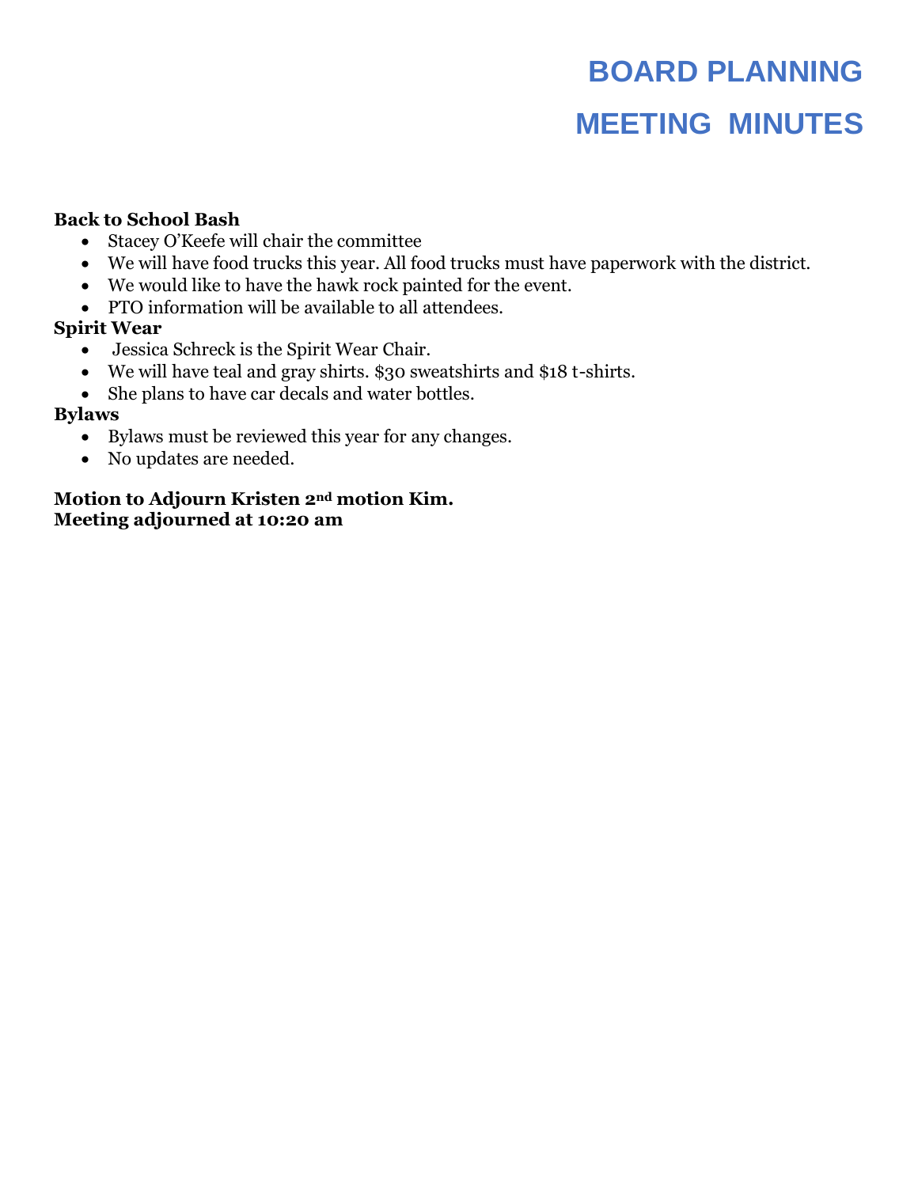# BOARD PLANNING MEETING MINUTES

**Back to School Bash**

- Stacey O'Keefe will chair the committee
- We will have food trucks this year. All food trucks must have paperwork with the district.
- We would like to have the hawk rock painted for the event.
- PTO information will be available to all attendees.

**Spirit Wear**

- Jessica Schreck is the Spirit Wear Chair.
- We will have teal and gray shirts. $30 sweatshirts and $18 t-shirts.
- She plans to have car decals and water bottles.

**Bylaws**

- Bylaws must be reviewed this year for any changes.
- No updates are needed.

**Motion to Adjourn Kristen 2nd motion Kim.**
**Meeting adjourned at 10:20 am**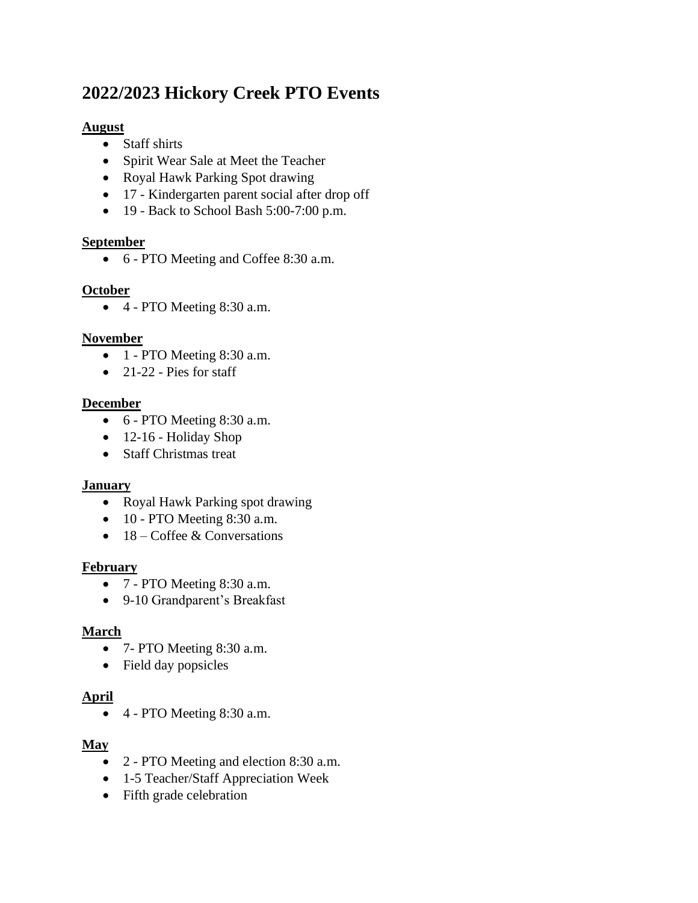# 2022/2023 Hickory Creek PTO Events

**August**

- Staff shirts
- Spirit Wear Sale at Meet the Teacher
- Royal Hawk Parking Spot drawing
- 17 - Kindergarten parent social after drop off
- 19 - Back to School Bash 5:00-7:00 p.m.

**September**

- 6 - PTO Meeting and Coffee 8:30 a.m.

**October**

- 4 - PTO Meeting 8:30 a.m.

**November**

- 1 - PTO Meeting 8:30 a.m.
- 21-22 - Pies for staff

**December**

- 6 - PTO Meeting 8:30 a.m.
- 12-16 - Holiday Shop
- Staff Christmas treat

**January**

- Royal Hawk Parking spot drawing
- 10 - PTO Meeting 8:30 a.m.
- 18 – Coffee & Conversations

**February**

- 7 - PTO Meeting 8:30 a.m.
- 9-10 Grandparent's Breakfast

**March**

- 7- PTO Meeting 8:30 a.m.
- Field day popsicles

**April**

- 4 - PTO Meeting 8:30 a.m.

**May**

- 2 - PTO Meeting and election 8:30 a.m.
- 1-5 Teacher/Staff Appreciation Week
- Fifth grade celebration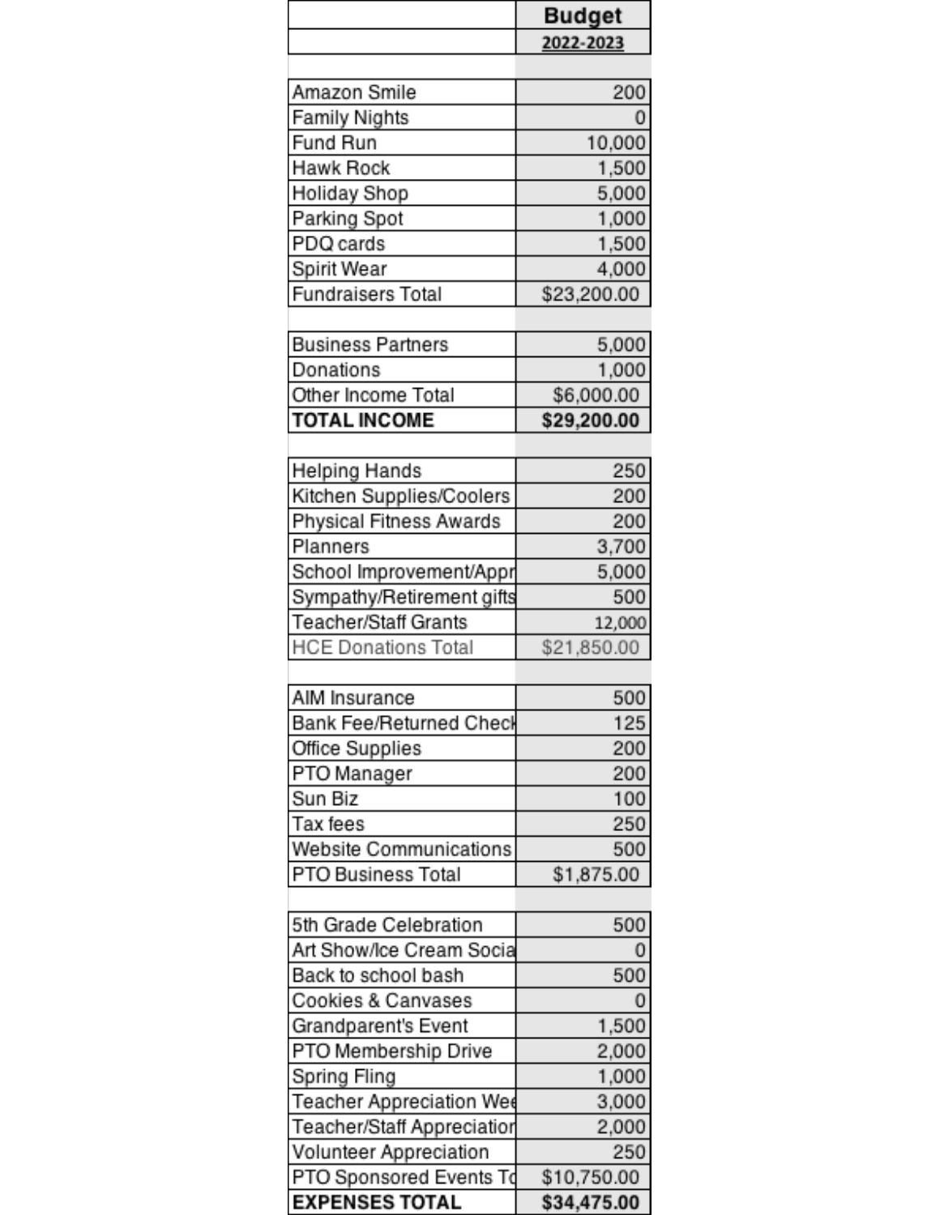| | Budget |
|---|---|
| | 2022-2023 |
| | |
| Amazon Smile | 200 |
| Family Nights | 0 |
| Fund Run | 10,000 |
| Hawk Rock | 1,500 |
| Holiday Shop | 5,000 |
| Parking Spot | 1,000 |
| PDQ cards | 1,500 |
| Spirit Wear | 4,000 |
| Fundraisers Total | $23,200.00 |
| | |
| Business Partners | 5,000 |
| Donations | 1,000 |
| Other Income Total | $6,000.00 |
| **TOTAL INCOME** | **$29,200.00** |
| | |
| Helping Hands | 250 |
| Kitchen Supplies/Coolers | 200 |
| Physical Fitness Awards | 200 |
| Planners | 3,700 |
| School Improvement/Appr | 5,000 |
| Sympathy/Retirement gifts | 500 |
| Teacher/Staff Grants | 12,000 |
| HCE Donations Total | $21,850.00 |
| | |
| AIM Insurance | 500 |
| Bank Fee/Returned Check | 125 |
| Office Supplies | 200 |
| PTO Manager | 200 |
| Sun Biz | 100 |
| Tax fees | 250 |
| Website Communications | 500 |
| PTO Business Total | $1,875.00 |
| | |
| 5th Grade Celebration | 500 |
| Art Show/Ice Cream Socia | 0 |
| Back to school bash | 500 |
| Cookies & Canvases | 0 |
| Grandparent's Event | 1,500 |
| PTO Membership Drive | 2,000 |
| Spring Fling | 1,000 |
| Teacher Appreciation Wee | 3,000 |
| Teacher/Staff Appreciatior | 2,000 |
| Volunteer Appreciation | 250 |
| PTO Sponsored Events To | $10,750.00 |
| **EXPENSES TOTAL** | **$34,475.00** |